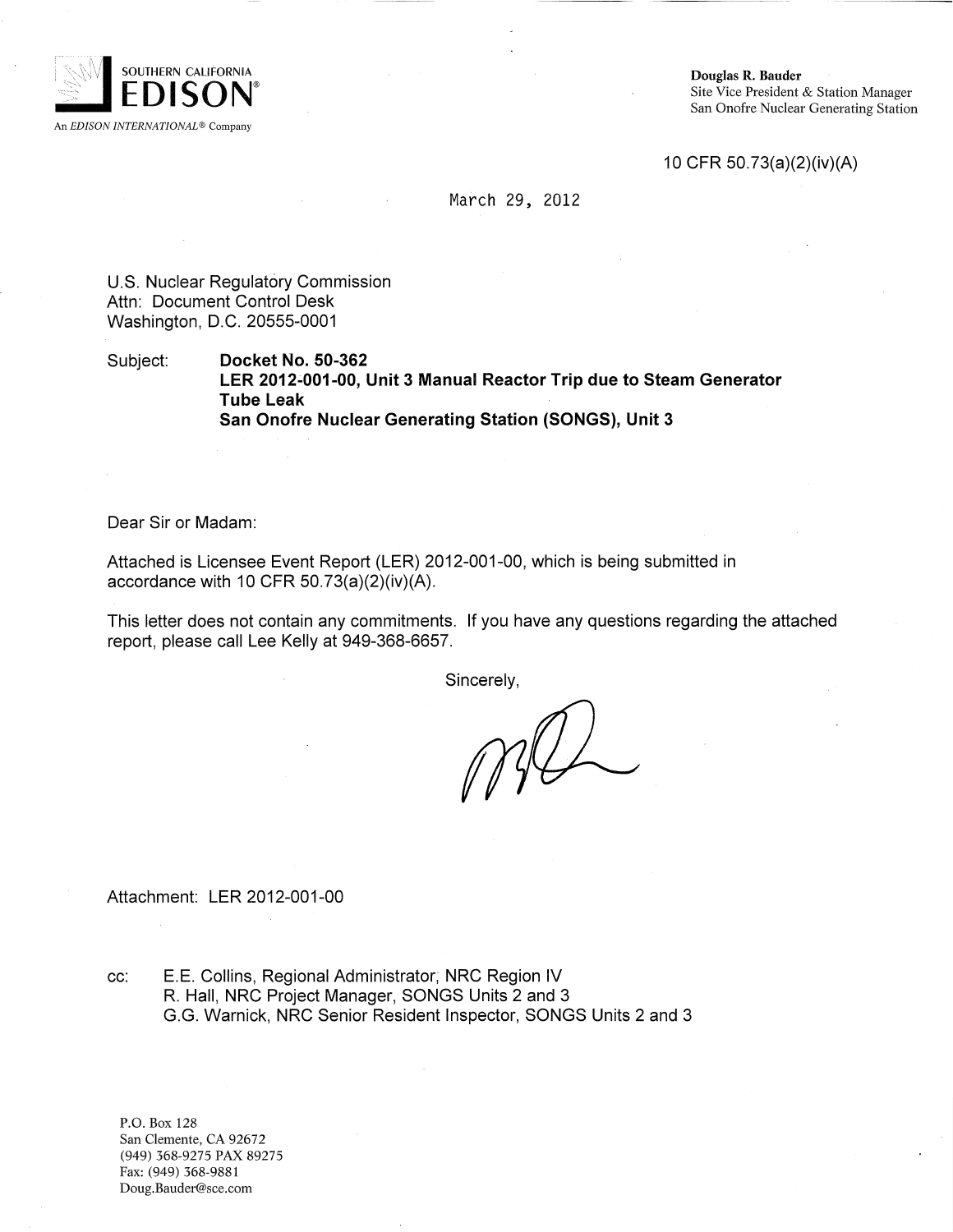SOUTHERN CALIFORNIA
**EDISON**®
An *EDISON INTERNATIONAL*® Company

**Douglas R. Bauder**
Site Vice President & Station Manager
San Onofre Nuclear Generating Station

10 CFR 50.73(a)(2)(iv)(A)

March 29, 2012

U.S. Nuclear Regulatory Commission
Attn: Document Control Desk
Washington, D.C. 20555-0001

Subject: **Docket No. 50-362**
**LER 2012-001-00, Unit 3 Manual Reactor Trip due to Steam Generator Tube Leak**
**San Onofre Nuclear Generating Station (SONGS), Unit 3**

Dear Sir or Madam:

Attached is Licensee Event Report (LER) 2012-001-00, which is being submitted in accordance with 10 CFR 50.73(a)(2)(iv)(A).

This letter does not contain any commitments. If you have any questions regarding the attached report, please call Lee Kelly at 949-368-6657.

Sincerely,

Attachment: LER 2012-001-00

cc: E.E. Collins, Regional Administrator, NRC Region IV
R. Hall, NRC Project Manager, SONGS Units 2 and 3
G.G. Warnick, NRC Senior Resident Inspector, SONGS Units 2 and 3

P.O. Box 128
San Clemente, CA 92672
(949) 368-9275 PAX 89275
Fax: (949) 368-9881
Doug.Bauder@sce.com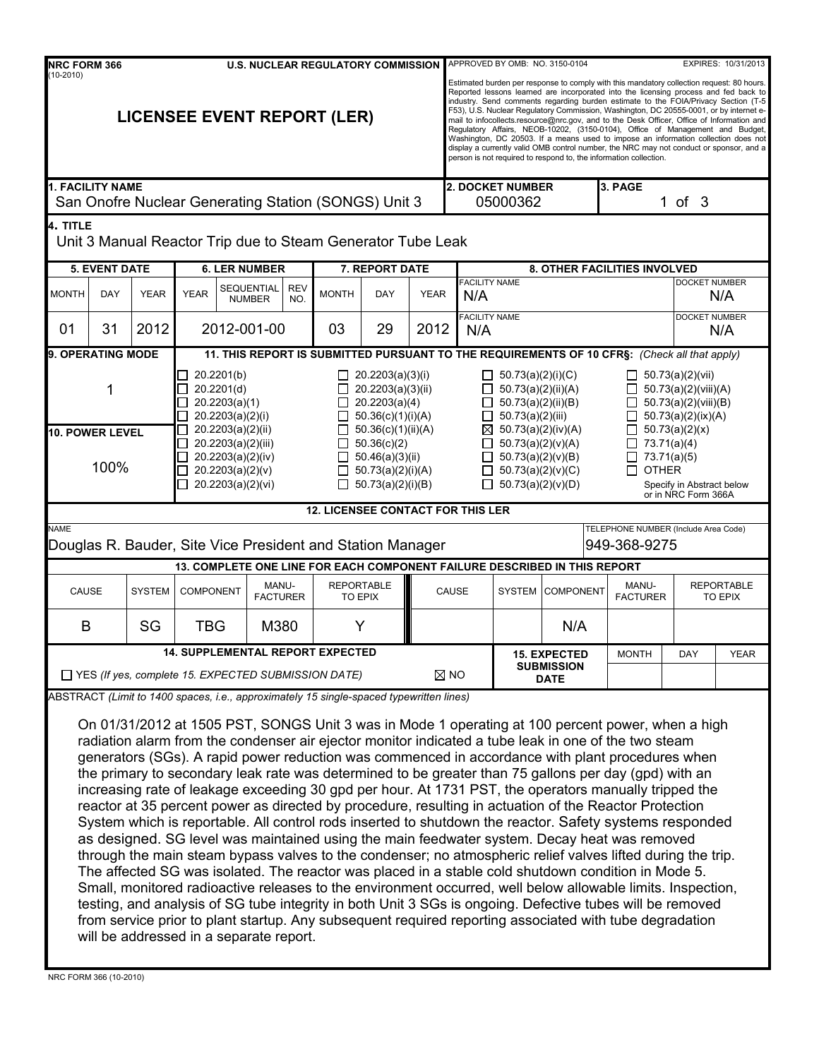**NRC FORM 366** (10-2010) **U.S. NUCLEAR REGULATORY COMMISSION**

APPROVED BY OMB: NO. 3150-0104 EXPIRES: 10/31/2013

Estimated burden per response to comply with this mandatory collection request: 80 hours. Reported lessons learned are incorporated into the licensing process and fed back to industry. Send comments regarding burden estimate to the FOIA/Privacy Section (T-5 F53), U.S. Nuclear Regulatory Commission, Washington, DC 20555-0001, or by internet e-mail to infocollects.resource@nrc.gov, and to the Desk Officer, Office of Information and Regulatory Affairs, NEOB-10202, (3150-0104), Office of Management and Budget, Washington, DC 20503. If a means used to impose an information collection does not display a currently valid OMB control number, the NRC may not conduct or sponsor, and a person is not required to respond to, the information collection.

# LICENSEE EVENT REPORT (LER)

| 1. FACILITY NAME | 2. DOCKET NUMBER | 3. PAGE |
|---|---|---|
| San Onofre Nuclear Generating Station (SONGS) Unit 3 | 05000362 | 1 of 3 |

**4. TITLE**

Unit 3 Manual Reactor Trip due to Steam Generator Tube Leak

| 5. EVENT DATE | | | 6. LER NUMBER | | | 7. REPORT DATE | | | 8. OTHER FACILITIES INVOLVED | |
|---|---|---|---|---|---|---|---|---|---|---|
| MONTH | DAY | YEAR | YEAR | SEQUENTIAL NUMBER | REV NO. | MONTH | DAY | YEAR | FACILITY NAME | DOCKET NUMBER |
| | | | | | | | | | N/A | N/A |
| 01 | 31 | 2012 | 2012-001-00 | | | 03 | 29 | 2012 | N/A | N/A |

**9. OPERATING MODE:** 1

**10. POWER LEVEL:** 100%

**11. THIS REPORT IS SUBMITTED PURSUANT TO THE REQUIREMENTS OF 10 CFR§:** *(Check all that apply)*

| | | | |
|---|---|---|---|
| ☐ 20.2201(b) | ☐ 20.2203(a)(3)(i) | ☐ 50.73(a)(2)(i)(C) | ☐ 50.73(a)(2)(vii) |
| ☐ 20.2201(d) | ☐ 20.2203(a)(3)(ii) | ☐ 50.73(a)(2)(ii)(A) | ☐ 50.73(a)(2)(viii)(A) |
| ☐ 20.2203(a)(1) | ☐ 20.2203(a)(4) | ☐ 50.73(a)(2)(ii)(B) | ☐ 50.73(a)(2)(viii)(B) |
| ☐ 20.2203(a)(2)(i) | ☐ 50.36(c)(1)(i)(A) | ☐ 50.73(a)(2)(iii) | ☐ 50.73(a)(2)(ix)(A) |
| ☐ 20.2203(a)(2)(ii) | ☐ 50.36(c)(1)(ii)(A) | ☒ 50.73(a)(2)(iv)(A) | ☐ 50.73(a)(2)(x) |
| ☐ 20.2203(a)(2)(iii) | ☐ 50.36(c)(2) | ☐ 50.73(a)(2)(v)(A) | ☐ 73.71(a)(4) |
| ☐ 20.2203(a)(2)(iv) | ☐ 50.46(a)(3)(ii) | ☐ 50.73(a)(2)(v)(B) | ☐ 73.71(a)(5) |
| ☐ 20.2203(a)(2)(v) | ☐ 50.73(a)(2)(i)(A) | ☐ 50.73(a)(2)(v)(C) | ☐ OTHER |
| ☐ 20.2203(a)(2)(vi) | ☐ 50.73(a)(2)(i)(B) | ☐ 50.73(a)(2)(v)(D) | Specify in Abstract below or in NRC Form 366A |

**12. LICENSEE CONTACT FOR THIS LER**

| NAME | TELEPHONE NUMBER (Include Area Code) |
|---|---|
| Douglas R. Bauder, Site Vice President and Station Manager | 949-368-9275 |

**13. COMPLETE ONE LINE FOR EACH COMPONENT FAILURE DESCRIBED IN THIS REPORT**

| CAUSE | SYSTEM | COMPONENT | MANU-FACTURER | REPORTABLE TO EPIX | CAUSE | SYSTEM | COMPONENT | MANU-FACTURER | REPORTABLE TO EPIX |
|---|---|---|---|---|---|---|---|---|---|
| B | SG | TBG | M380 | Y | | | N/A | | |

| 14. SUPPLEMENTAL REPORT EXPECTED | | 15. EXPECTED SUBMISSION DATE | MONTH | DAY | YEAR |
|---|---|---|---|---|---|
| ☐ YES *(If yes, complete 15. EXPECTED SUBMISSION DATE)* | ☒ NO | | | | |

ABSTRACT *(Limit to 1400 spaces, i.e., approximately 15 single-spaced typewritten lines)*

On 01/31/2012 at 1505 PST, SONGS Unit 3 was in Mode 1 operating at 100 percent power, when a high radiation alarm from the condenser air ejector monitor indicated a tube leak in one of the two steam generators (SGs). A rapid power reduction was commenced in accordance with plant procedures when the primary to secondary leak rate was determined to be greater than 75 gallons per day (gpd) with an increasing rate of leakage exceeding 30 gpd per hour. At 1731 PST, the operators manually tripped the reactor at 35 percent power as directed by procedure, resulting in actuation of the Reactor Protection System which is reportable. All control rods inserted to shutdown the reactor. Safety systems responded as designed. SG level was maintained using the main feedwater system. Decay heat was removed through the main steam bypass valves to the condenser; no atmospheric relief valves lifted during the trip. The affected SG was isolated. The reactor was placed in a stable cold shutdown condition in Mode 5. Small, monitored radioactive releases to the environment occurred, well below allowable limits. Inspection, testing, and analysis of SG tube integrity in both Unit 3 SGs is ongoing. Defective tubes will be removed from service prior to plant startup. Any subsequent required reporting associated with tube degradation will be addressed in a separate report.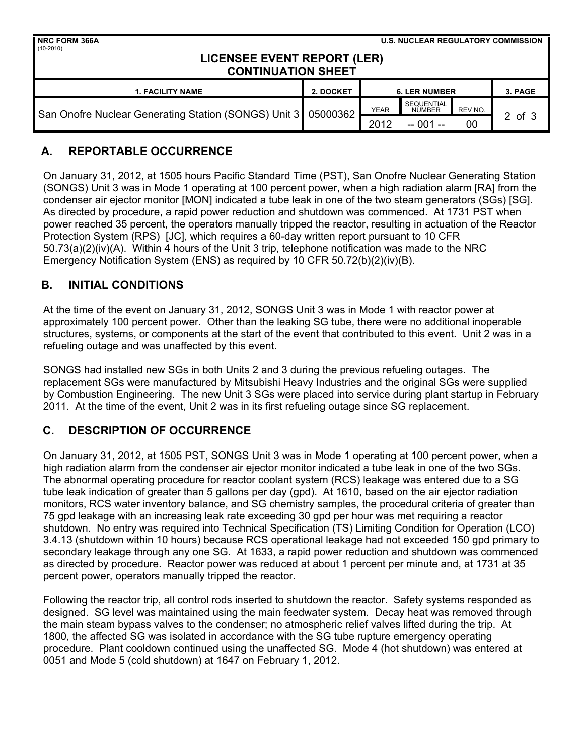## A. REPORTABLE OCCURRENCE

On January 31, 2012, at 1505 hours Pacific Standard Time (PST), San Onofre Nuclear Generating Station (SONGS) Unit 3 was in Mode 1 operating at 100 percent power, when a high radiation alarm [RA] from the condenser air ejector monitor [MON] indicated a tube leak in one of the two steam generators (SGs) [SG]. As directed by procedure, a rapid power reduction and shutdown was commenced. At 1731 PST when power reached 35 percent, the operators manually tripped the reactor, resulting in actuation of the Reactor Protection System (RPS) [JC], which requires a 60-day written report pursuant to 10 CFR 50.73(a)(2)(iv)(A). Within 4 hours of the Unit 3 trip, telephone notification was made to the NRC Emergency Notification System (ENS) as required by 10 CFR 50.72(b)(2)(iv)(B).

## B. INITIAL CONDITIONS

At the time of the event on January 31, 2012, SONGS Unit 3 was in Mode 1 with reactor power at approximately 100 percent power. Other than the leaking SG tube, there were no additional inoperable structures, systems, or components at the start of the event that contributed to this event. Unit 2 was in a refueling outage and was unaffected by this event.

SONGS had installed new SGs in both Units 2 and 3 during the previous refueling outages. The replacement SGs were manufactured by Mitsubishi Heavy Industries and the original SGs were supplied by Combustion Engineering. The new Unit 3 SGs were placed into service during plant startup in February 2011. At the time of the event, Unit 2 was in its first refueling outage since SG replacement.

## C. DESCRIPTION OF OCCURRENCE

On January 31, 2012, at 1505 PST, SONGS Unit 3 was in Mode 1 operating at 100 percent power, when a high radiation alarm from the condenser air ejector monitor indicated a tube leak in one of the two SGs. The abnormal operating procedure for reactor coolant system (RCS) leakage was entered due to a SG tube leak indication of greater than 5 gallons per day (gpd). At 1610, based on the air ejector radiation monitors, RCS water inventory balance, and SG chemistry samples, the procedural criteria of greater than 75 gpd leakage with an increasing leak rate exceeding 30 gpd per hour was met requiring a reactor shutdown. No entry was required into Technical Specification (TS) Limiting Condition for Operation (LCO) 3.4.13 (shutdown within 10 hours) because RCS operational leakage had not exceeded 150 gpd primary to secondary leakage through any one SG. At 1633, a rapid power reduction and shutdown was commenced as directed by procedure. Reactor power was reduced at about 1 percent per minute and, at 1731 at 35 percent power, operators manually tripped the reactor.

Following the reactor trip, all control rods inserted to shutdown the reactor. Safety systems responded as designed. SG level was maintained using the main feedwater system. Decay heat was removed through the main steam bypass valves to the condenser; no atmospheric relief valves lifted during the trip. At 1800, the affected SG was isolated in accordance with the SG tube rupture emergency operating procedure. Plant cooldown continued using the unaffected SG. Mode 4 (hot shutdown) was entered at 0051 and Mode 5 (cold shutdown) at 1647 on February 1, 2012.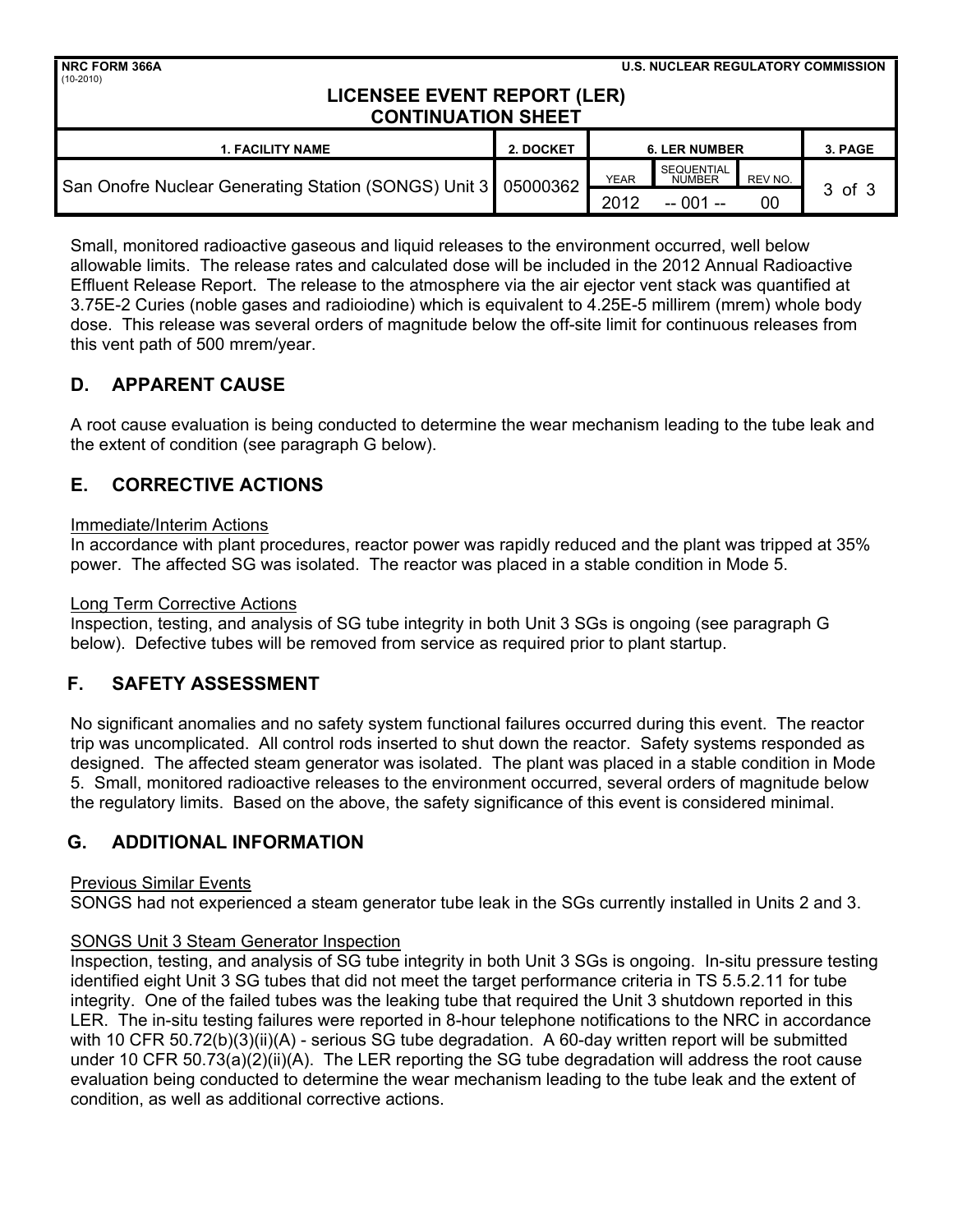Small, monitored radioactive gaseous and liquid releases to the environment occurred, well below allowable limits. The release rates and calculated dose will be included in the 2012 Annual Radioactive Effluent Release Report. The release to the atmosphere via the air ejector vent stack was quantified at 3.75E-2 Curies (noble gases and radioiodine) which is equivalent to 4.25E-5 millirem (mrem) whole body dose. This release was several orders of magnitude below the off-site limit for continuous releases from this vent path of 500 mrem/year.

## D. APPARENT CAUSE

A root cause evaluation is being conducted to determine the wear mechanism leading to the tube leak and the extent of condition (see paragraph G below).

## E. CORRECTIVE ACTIONS

Immediate/Interim Actions

In accordance with plant procedures, reactor power was rapidly reduced and the plant was tripped at 35% power. The affected SG was isolated. The reactor was placed in a stable condition in Mode 5.

Long Term Corrective Actions

Inspection, testing, and analysis of SG tube integrity in both Unit 3 SGs is ongoing (see paragraph G below). Defective tubes will be removed from service as required prior to plant startup.

## F. SAFETY ASSESSMENT

No significant anomalies and no safety system functional failures occurred during this event. The reactor trip was uncomplicated. All control rods inserted to shut down the reactor. Safety systems responded as designed. The affected steam generator was isolated. The plant was placed in a stable condition in Mode 5. Small, monitored radioactive releases to the environment occurred, several orders of magnitude below the regulatory limits. Based on the above, the safety significance of this event is considered minimal.

## G. ADDITIONAL INFORMATION

Previous Similar Events

SONGS had not experienced a steam generator tube leak in the SGs currently installed in Units 2 and 3.

SONGS Unit 3 Steam Generator Inspection

Inspection, testing, and analysis of SG tube integrity in both Unit 3 SGs is ongoing. In-situ pressure testing identified eight Unit 3 SG tubes that did not meet the target performance criteria in TS 5.5.2.11 for tube integrity. One of the failed tubes was the leaking tube that required the Unit 3 shutdown reported in this LER. The in-situ testing failures were reported in 8-hour telephone notifications to the NRC in accordance with 10 CFR 50.72(b)(3)(ii)(A) - serious SG tube degradation. A 60-day written report will be submitted under 10 CFR 50.73(a)(2)(ii)(A). The LER reporting the SG tube degradation will address the root cause evaluation being conducted to determine the wear mechanism leading to the tube leak and the extent of condition, as well as additional corrective actions.